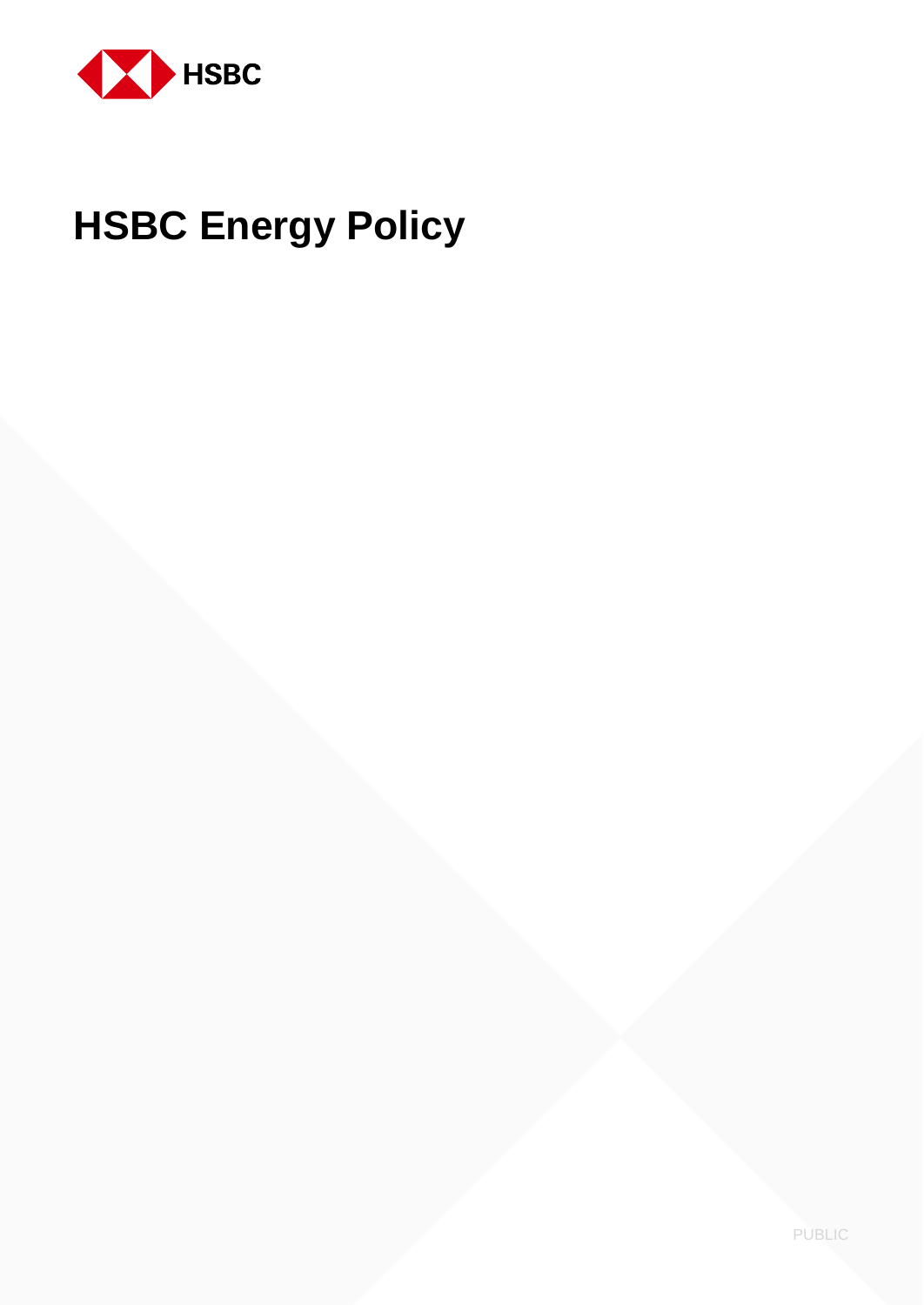HSBC

# HSBC Energy Policy

PUBLIC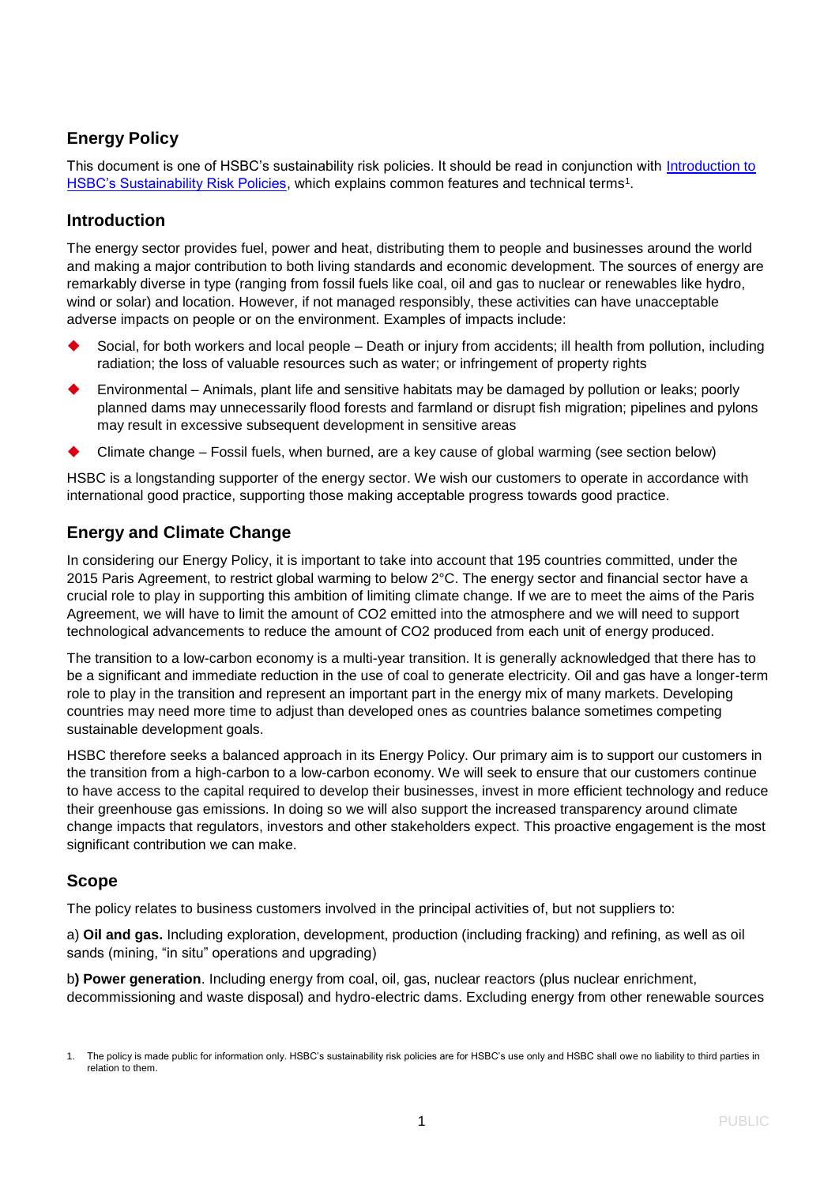## Energy Policy

This document is one of HSBC's sustainability risk policies. It should be read in conjunction with [Introduction to HSBC's Sustainability Risk Policies](), which explains common features and technical terms[1].

## Introduction

The energy sector provides fuel, power and heat, distributing them to people and businesses around the world and making a major contribution to both living standards and economic development. The sources of energy are remarkably diverse in type (ranging from fossil fuels like coal, oil and gas to nuclear or renewables like hydro, wind or solar) and location. However, if not managed responsibly, these activities can have unacceptable adverse impacts on people or on the environment. Examples of impacts include:

- Social, for both workers and local people – Death or injury from accidents; ill health from pollution, including radiation; the loss of valuable resources such as water; or infringement of property rights
- Environmental – Animals, plant life and sensitive habitats may be damaged by pollution or leaks; poorly planned dams may unnecessarily flood forests and farmland or disrupt fish migration; pipelines and pylons may result in excessive subsequent development in sensitive areas
- Climate change – Fossil fuels, when burned, are a key cause of global warming (see section below)

HSBC is a longstanding supporter of the energy sector. We wish our customers to operate in accordance with international good practice, supporting those making acceptable progress towards good practice.

## Energy and Climate Change

In considering our Energy Policy, it is important to take into account that 195 countries committed, under the 2015 Paris Agreement, to restrict global warming to below 2°C. The energy sector and financial sector have a crucial role to play in supporting this ambition of limiting climate change. If we are to meet the aims of the Paris Agreement, we will have to limit the amount of $CO_2$ emitted into the atmosphere and we will need to support technological advancements to reduce the amount of $CO_2$ produced from each unit of energy produced.

The transition to a low-carbon economy is a multi-year transition. It is generally acknowledged that there has to be a significant and immediate reduction in the use of coal to generate electricity. Oil and gas have a longer-term role to play in the transition and represent an important part in the energy mix of many markets. Developing countries may need more time to adjust than developed ones as countries balance sometimes competing sustainable development goals.

HSBC therefore seeks a balanced approach in its Energy Policy. Our primary aim is to support our customers in the transition from a high-carbon to a low-carbon economy. We will seek to ensure that our customers continue to have access to the capital required to develop their businesses, invest in more efficient technology and reduce their greenhouse gas emissions. In doing so we will also support the increased transparency around climate change impacts that regulators, investors and other stakeholders expect. This proactive engagement is the most significant contribution we can make.

## Scope

The policy relates to business customers involved in the principal activities of, but not suppliers to:

a) **Oil and gas.** Including exploration, development, production (including fracking) and refining, as well as oil sands (mining, "in situ" operations and upgrading)

b**) Power generation**. Including energy from coal, oil, gas, nuclear reactors (plus nuclear enrichment, decommissioning and waste disposal) and hydro-electric dams. Excluding energy from other renewable sources

1. The policy is made public for information only. HSBC's sustainability risk policies are for HSBC's use only and HSBC shall owe no liability to third parties in relation to them.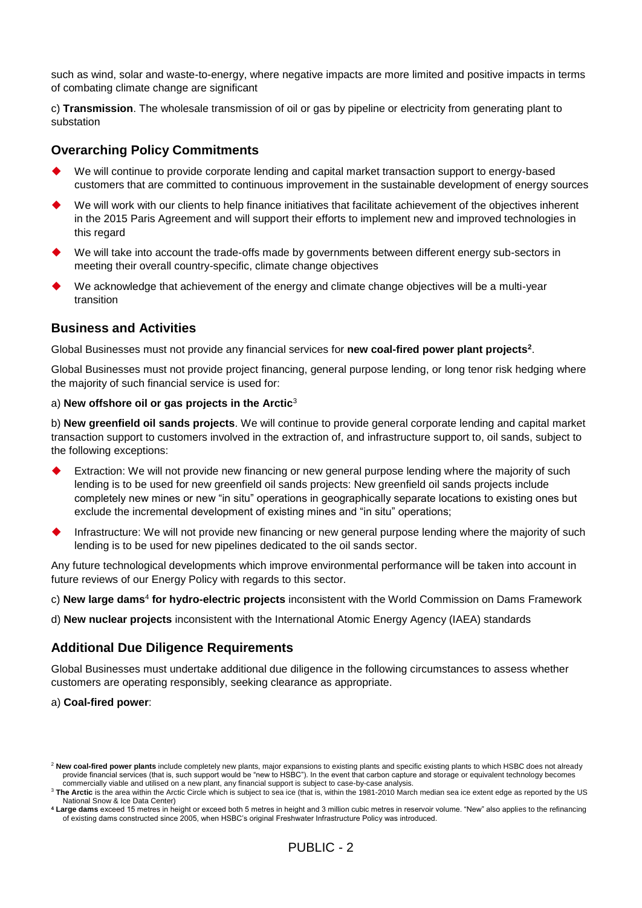such as wind, solar and waste-to-energy, where negative impacts are more limited and positive impacts in terms of combating climate change are significant

c) **Transmission**. The wholesale transmission of oil or gas by pipeline or electricity from generating plant to substation

## Overarching Policy Commitments

- We will continue to provide corporate lending and capital market transaction support to energy-based customers that are committed to continuous improvement in the sustainable development of energy sources
- We will work with our clients to help finance initiatives that facilitate achievement of the objectives inherent in the 2015 Paris Agreement and will support their efforts to implement new and improved technologies in this regard
- We will take into account the trade-offs made by governments between different energy sub-sectors in meeting their overall country-specific, climate change objectives
- We acknowledge that achievement of the energy and climate change objectives will be a multi-year transition

## Business and Activities

Global Businesses must not provide any financial services for **new coal-fired power plant projects**[2].

Global Businesses must not provide project financing, general purpose lending, or long tenor risk hedging where the majority of such financial service is used for:

a) **New offshore oil or gas projects in the Arctic**[3]

b) **New greenfield oil sands projects**. We will continue to provide general corporate lending and capital market transaction support to customers involved in the extraction of, and infrastructure support to, oil sands, subject to the following exceptions:

- Extraction: We will not provide new financing or new general purpose lending where the majority of such lending is to be used for new greenfield oil sands projects: New greenfield oil sands projects include completely new mines or new "in situ" operations in geographically separate locations to existing ones but exclude the incremental development of existing mines and "in situ" operations;
- Infrastructure: We will not provide new financing or new general purpose lending where the majority of such lending is to be used for new pipelines dedicated to the oil sands sector.

Any future technological developments which improve environmental performance will be taken into account in future reviews of our Energy Policy with regards to this sector.

c) **New large dams**[4] **for hydro-electric projects** inconsistent with the World Commission on Dams Framework

d) **New nuclear projects** inconsistent with the International Atomic Energy Agency (IAEA) standards

## Additional Due Diligence Requirements

Global Businesses must undertake additional due diligence in the following circumstances to assess whether customers are operating responsibly, seeking clearance as appropriate.

a) **Coal-fired power**:

---

[2] **New coal-fired power plants** include completely new plants, major expansions to existing plants and specific existing plants to which HSBC does not already provide financial services (that is, such support would be "new to HSBC"). In the event that carbon capture and storage or equivalent technology becomes commercially viable and utilised on a new plant, any financial support is subject to case-by-case analysis.

[3] **The Arctic** is the area within the Arctic Circle which is subject to sea ice (that is, within the 1981-2010 March median sea ice extent edge as reported by the US National Snow & Ice Data Center)

[4] **Large dams** exceed 15 metres in height or exceed both 5 metres in height and 3 million cubic metres in reservoir volume. "New" also applies to the refinancing of existing dams constructed since 2005, when HSBC's original Freshwater Infrastructure Policy was introduced.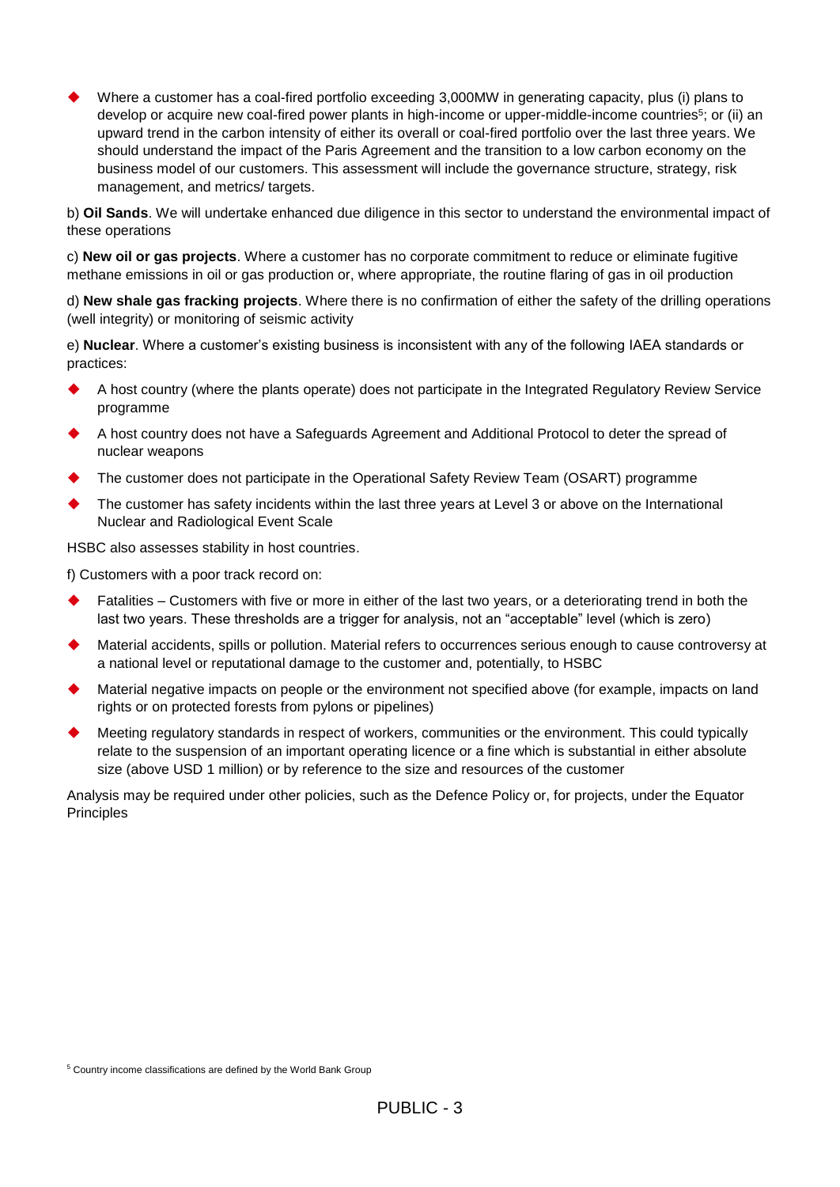- Where a customer has a coal-fired portfolio exceeding 3,000MW in generating capacity, plus (i) plans to develop or acquire new coal-fired power plants in high-income or upper-middle-income countries[5]; or (ii) an upward trend in the carbon intensity of either its overall or coal-fired portfolio over the last three years. We should understand the impact of the Paris Agreement and the transition to a low carbon economy on the business model of our customers. This assessment will include the governance structure, strategy, risk management, and metrics/ targets.

b) **Oil Sands**. We will undertake enhanced due diligence in this sector to understand the environmental impact of these operations

c) **New oil or gas projects**. Where a customer has no corporate commitment to reduce or eliminate fugitive methane emissions in oil or gas production or, where appropriate, the routine flaring of gas in oil production

d) **New shale gas fracking projects**. Where there is no confirmation of either the safety of the drilling operations (well integrity) or monitoring of seismic activity

e) **Nuclear**. Where a customer's existing business is inconsistent with any of the following IAEA standards or practices:

- A host country (where the plants operate) does not participate in the Integrated Regulatory Review Service programme
- A host country does not have a Safeguards Agreement and Additional Protocol to deter the spread of nuclear weapons
- The customer does not participate in the Operational Safety Review Team (OSART) programme
- The customer has safety incidents within the last three years at Level 3 or above on the International Nuclear and Radiological Event Scale

HSBC also assesses stability in host countries.

f) Customers with a poor track record on:

- Fatalities – Customers with five or more in either of the last two years, or a deteriorating trend in both the last two years. These thresholds are a trigger for analysis, not an "acceptable" level (which is zero)
- Material accidents, spills or pollution. Material refers to occurrences serious enough to cause controversy at a national level or reputational damage to the customer and, potentially, to HSBC
- Material negative impacts on people or the environment not specified above (for example, impacts on land rights or on protected forests from pylons or pipelines)
- Meeting regulatory standards in respect of workers, communities or the environment. This could typically relate to the suspension of an important operating licence or a fine which is substantial in either absolute size (above USD 1 million) or by reference to the size and resources of the customer

Analysis may be required under other policies, such as the Defence Policy or, for projects, under the Equator Principles

[5] Country income classifications are defined by the World Bank Group